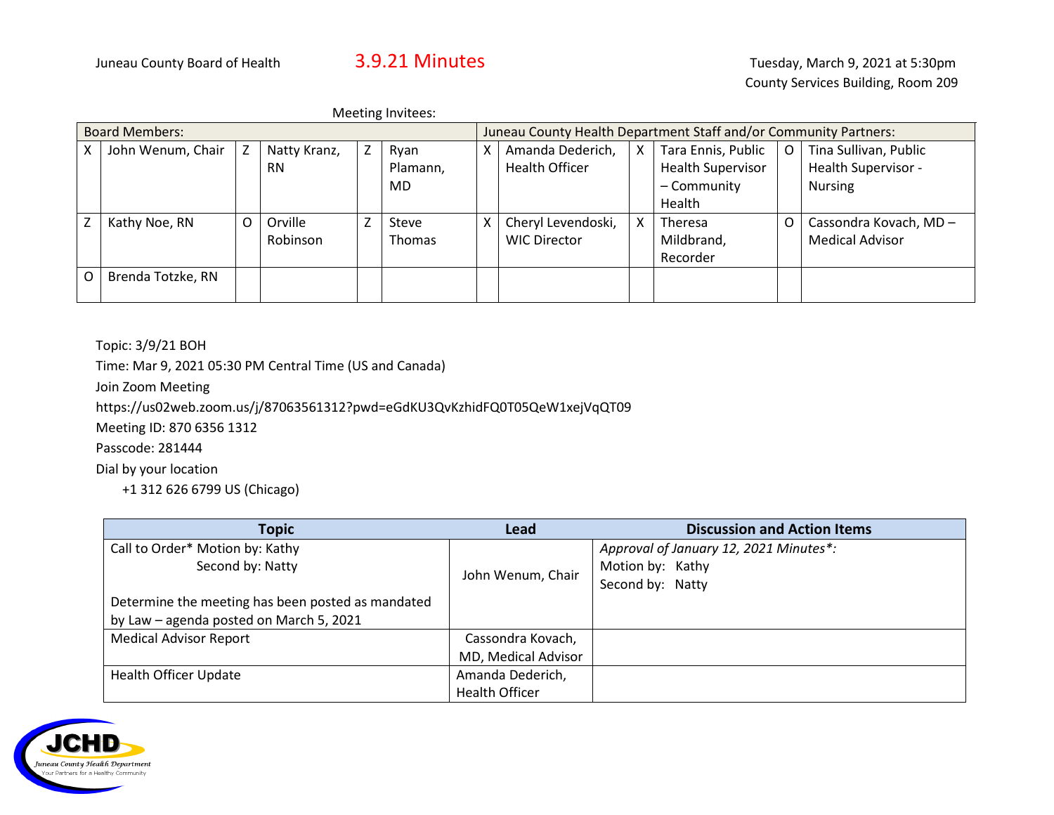Juneau County Board of Health

# 3.9.21 Minutes

Tuesday, March 9, 2021 at 5:30pm
County Services Building, Room 209

Meeting Invitees:

| Board Members: | | | | | | Juneau County Health Department Staff and/or Community Partners: | | | | | |
|---|---|---|---|---|---|---|---|---|---|---|---|
| X | John Wenum, Chair | Z | Natty Kranz, RN | Z | Ryan Plamann, MD | X | Amanda Dederich, Health Officer | X | Tara Ennis, Public Health Supervisor – Community Health | O | Tina Sullivan, Public Health Supervisor - Nursing |
| Z | Kathy Noe, RN | O | Orville Robinson | Z | Steve Thomas | X | Cheryl Levendoski, WIC Director | X | Theresa Mildbrand, Recorder | O | Cassondra Kovach, MD – Medical Advisor |
| O | Brenda Totzke, RN | | | | | | | | | | |

Topic: 3/9/21 BOH

Time: Mar 9, 2021 05:30 PM Central Time (US and Canada)

Join Zoom Meeting

https://us02web.zoom.us/j/87063561312?pwd=eGdKU3QvKzhidFQ0T05QeW1xejVqQT09

Meeting ID: 870 6356 1312

Passcode: 281444

Dial by your location

+1 312 626 6799 US (Chicago)

| Topic | Lead | Discussion and Action Items |
|---|---|---|
| Call to Order* Motion by: Kathy<br>Second by: Natty<br><br>Determine the meeting has been posted as mandated by Law – agenda posted on March 5, 2021 | John Wenum, Chair | *Approval of January 12, 2021 Minutes*:*<br>Motion by: Kathy<br>Second by: Natty |
| Medical Advisor Report | Cassondra Kovach, MD, Medical Advisor | |
| Health Officer Update | Amanda Dederich, Health Officer | |

JCHD
Juneau County Health Department
Your Partners for a Healthy Community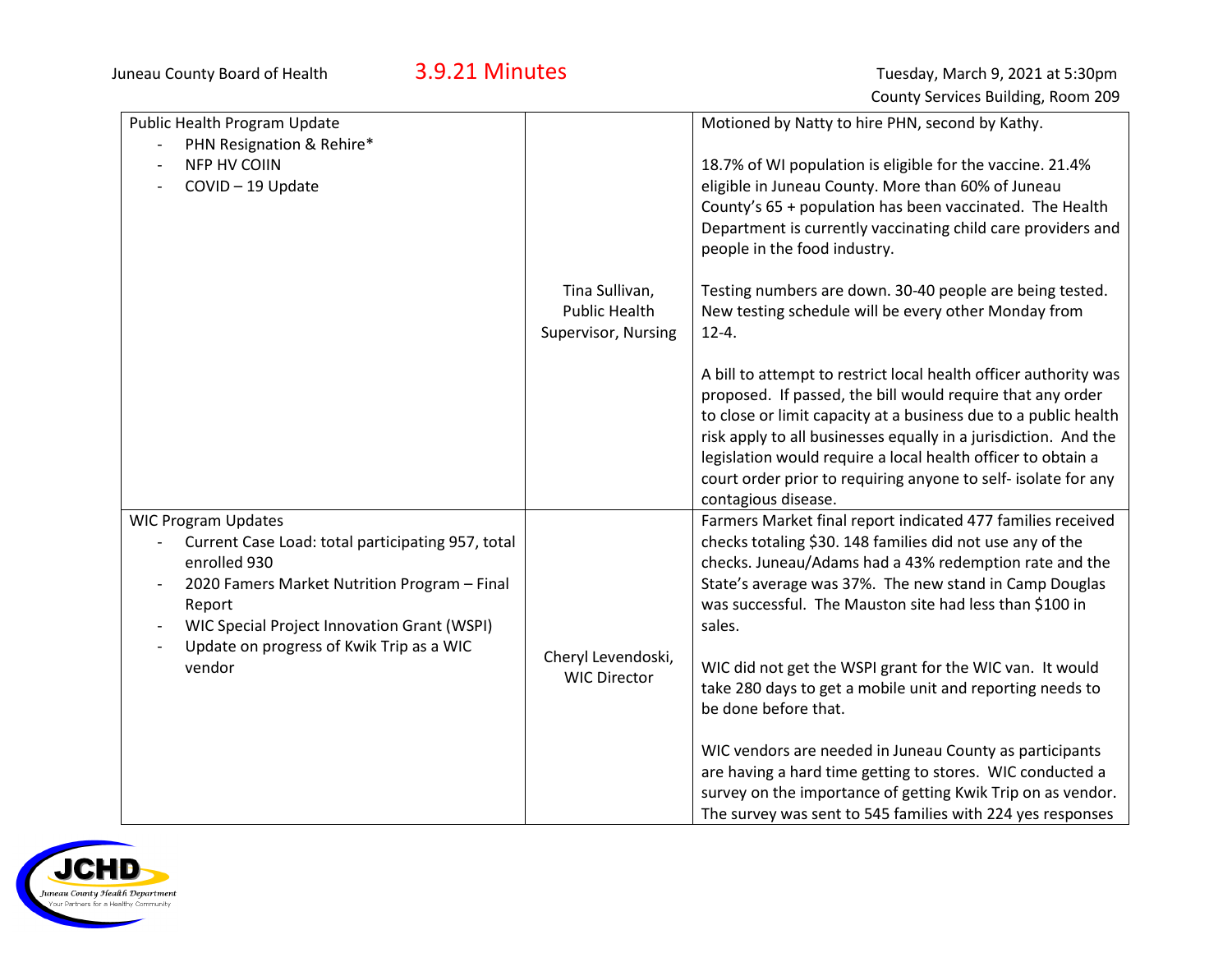| Public Health Program Update<br>- PHN Resignation & Rehire*<br>- NFP HV COIIN<br>- COVID – 19 Update | Tina Sullivan, Public Health Supervisor, Nursing | Motioned by Natty to hire PHN, second by Kathy.<br><br>18.7% of WI population is eligible for the vaccine. 21.4% eligible in Juneau County. More than 60% of Juneau County's 65 + population has been vaccinated. The Health Department is currently vaccinating child care providers and people in the food industry.<br><br>Testing numbers are down. 30-40 people are being tested. New testing schedule will be every other Monday from 12-4.<br><br>A bill to attempt to restrict local health officer authority was proposed. If passed, the bill would require that any order to close or limit capacity at a business due to a public health risk apply to all businesses equally in a jurisdiction. And the legislation would require a local health officer to obtain a court order prior to requiring anyone to self- isolate for any contagious disease. |
|---|---|---|
| WIC Program Updates<br>- Current Case Load: total participating 957, total enrolled 930<br>- 2020 Famers Market Nutrition Program – Final Report<br>- WIC Special Project Innovation Grant (WSPI)<br>- Update on progress of Kwik Trip as a WIC vendor | Cheryl Levendoski, WIC Director | Farmers Market final report indicated 477 families received checks totaling $30. 148 families did not use any of the checks. Juneau/Adams had a 43% redemption rate and the State's average was 37%. The new stand in Camp Douglas was successful. The Mauston site had less than $100 in sales.<br><br>WIC did not get the WSPI grant for the WIC van. It would take 280 days to get a mobile unit and reporting needs to be done before that.<br><br>WIC vendors are needed in Juneau County as participants are having a hard time getting to stores. WIC conducted a survey on the importance of getting Kwik Trip on as vendor. The survey was sent to 545 families with 224 yes responses |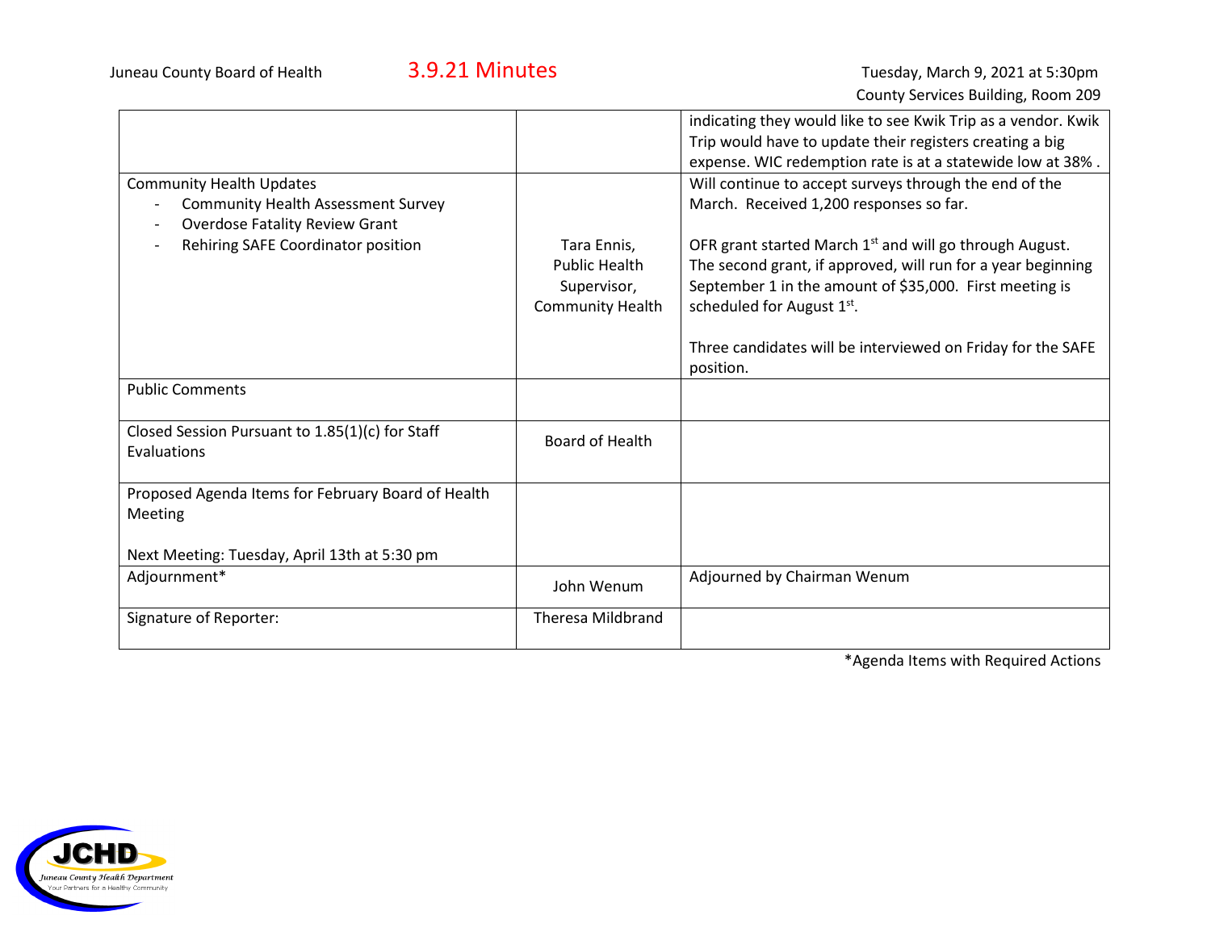Juneau County Board of Health **3.9.21 Minutes** Tuesday, March 9, 2021 at 5:30pm
County Services Building, Room 209

| | | |
|---|---|---|
| | | indicating they would like to see Kwik Trip as a vendor. Kwik Trip would have to update their registers creating a big expense. WIC redemption rate is at a statewide low at 38% . |
| Community Health Updates<br>- Community Health Assessment Survey<br>- Overdose Fatality Review Grant<br>- Rehiring SAFE Coordinator position | Tara Ennis, Public Health Supervisor, Community Health | Will continue to accept surveys through the end of the March. Received 1,200 responses so far.<br><br>OFR grant started March 1st and will go through August. The second grant, if approved, will run for a year beginning September 1 in the amount of $35,000. First meeting is scheduled for August 1st.<br><br>Three candidates will be interviewed on Friday for the SAFE position. |
| Public Comments | | |
| Closed Session Pursuant to 1.85(1)(c) for Staff Evaluations | Board of Health | |
| Proposed Agenda Items for February Board of Health Meeting<br><br>Next Meeting: Tuesday, April 13th at 5:30 pm | | |
| Adjournment* | John Wenum | Adjourned by Chairman Wenum |
| Signature of Reporter: | Theresa Mildbrand | |

*Agenda Items with Required Actions

JCHD
Juneau County Health Department
Your Partners for a Healthy Community